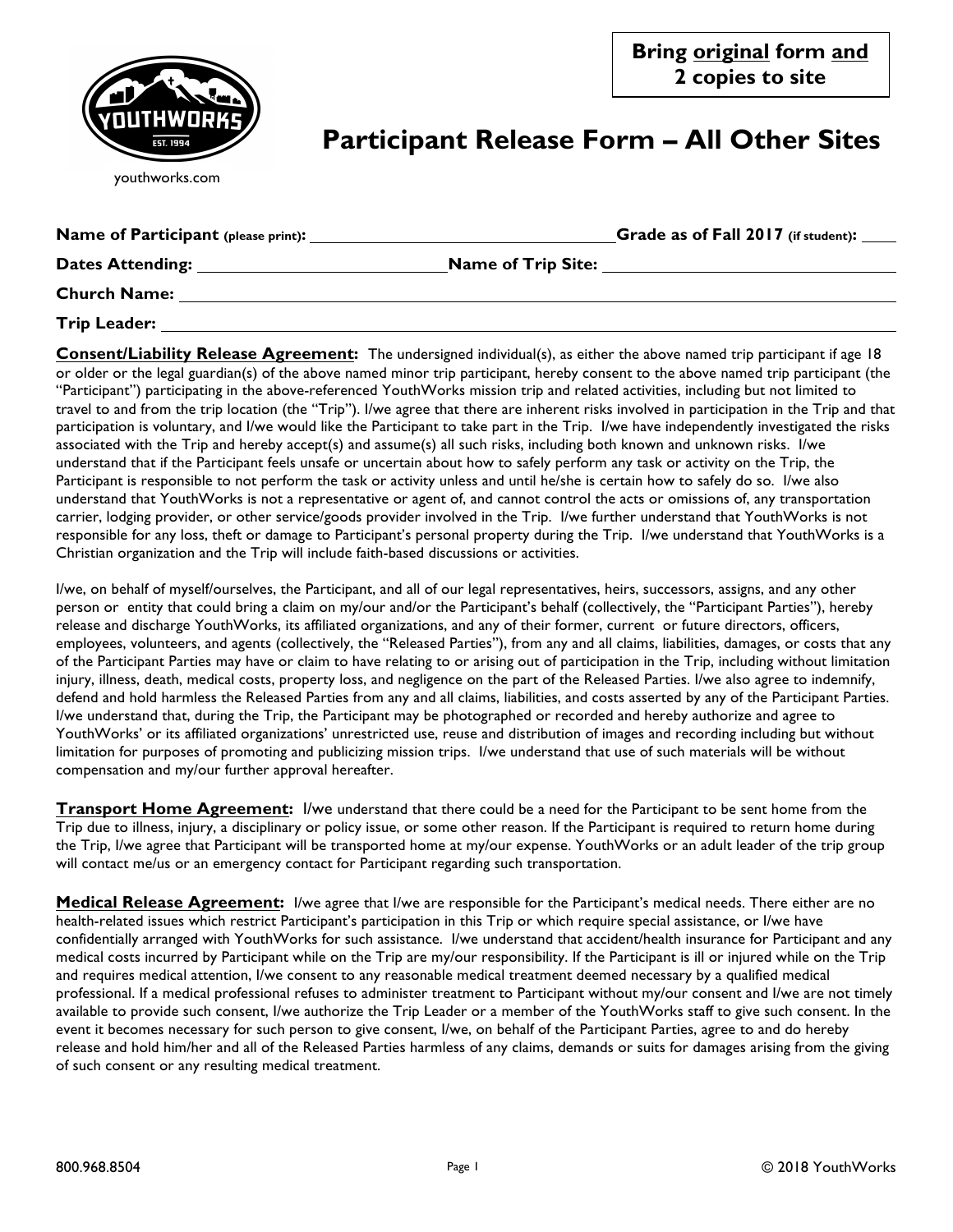**Bring original form and 2 copies to site**

youthworks.com

# Participant Release Form – All Other Sites

**Name of Participant** (please print): ______________________ **Grade as of Fall 2017** (if student): ____

**Dates Attending:** ______________________ **Name of Trip Site:** ______________________

**Church Name:** ______________________

**Trip Leader:** ______________________

**Consent/Liability Release Agreement:** The undersigned individual(s), as either the above named trip participant if age 18 or older or the legal guardian(s) of the above named minor trip participant, hereby consent to the above named trip participant (the "Participant") participating in the above-referenced YouthWorks mission trip and related activities, including but not limited to travel to and from the trip location (the "Trip"). I/we agree that there are inherent risks involved in participation in the Trip and that participation is voluntary, and I/we would like the Participant to take part in the Trip. I/we have independently investigated the risks associated with the Trip and hereby accept(s) and assume(s) all such risks, including both known and unknown risks. I/we understand that if the Participant feels unsafe or uncertain about how to safely perform any task or activity on the Trip, the Participant is responsible to not perform the task or activity unless and until he/she is certain how to safely do so. I/we also understand that YouthWorks is not a representative or agent of, and cannot control the acts or omissions of, any transportation carrier, lodging provider, or other service/goods provider involved in the Trip. I/we further understand that YouthWorks is not responsible for any loss, theft or damage to Participant's personal property during the Trip. I/we understand that YouthWorks is a Christian organization and the Trip will include faith-based discussions or activities.

I/we, on behalf of myself/ourselves, the Participant, and all of our legal representatives, heirs, successors, assigns, and any other person or entity that could bring a claim on my/our and/or the Participant's behalf (collectively, the "Participant Parties"), hereby release and discharge YouthWorks, its affiliated organizations, and any of their former, current or future directors, officers, employees, volunteers, and agents (collectively, the "Released Parties"), from any and all claims, liabilities, damages, or costs that any of the Participant Parties may have or claim to have relating to or arising out of participation in the Trip, including without limitation injury, illness, death, medical costs, property loss, and negligence on the part of the Released Parties. I/we also agree to indemnify, defend and hold harmless the Released Parties from any and all claims, liabilities, and costs asserted by any of the Participant Parties. I/we understand that, during the Trip, the Participant may be photographed or recorded and hereby authorize and agree to YouthWorks' or its affiliated organizations' unrestricted use, reuse and distribution of images and recording including but without limitation for purposes of promoting and publicizing mission trips. I/we understand that use of such materials will be without compensation and my/our further approval hereafter.

**Transport Home Agreement:** I/we understand that there could be a need for the Participant to be sent home from the Trip due to illness, injury, a disciplinary or policy issue, or some other reason. If the Participant is required to return home during the Trip, I/we agree that Participant will be transported home at my/our expense. YouthWorks or an adult leader of the trip group will contact me/us or an emergency contact for Participant regarding such transportation.

**Medical Release Agreement:** I/we agree that I/we are responsible for the Participant's medical needs. There either are no health-related issues which restrict Participant's participation in this Trip or which require special assistance, or I/we have confidentially arranged with YouthWorks for such assistance. I/we understand that accident/health insurance for Participant and any medical costs incurred by Participant while on the Trip are my/our responsibility. If the Participant is ill or injured while on the Trip and requires medical attention, I/we consent to any reasonable medical treatment deemed necessary by a qualified medical professional. If a medical professional refuses to administer treatment to Participant without my/our consent and I/we are not timely available to provide such consent, I/we authorize the Trip Leader or a member of the YouthWorks staff to give such consent. In the event it becomes necessary for such person to give consent, I/we, on behalf of the Participant Parties, agree to and do hereby release and hold him/her and all of the Released Parties harmless of any claims, demands or suits for damages arising from the giving of such consent or any resulting medical treatment.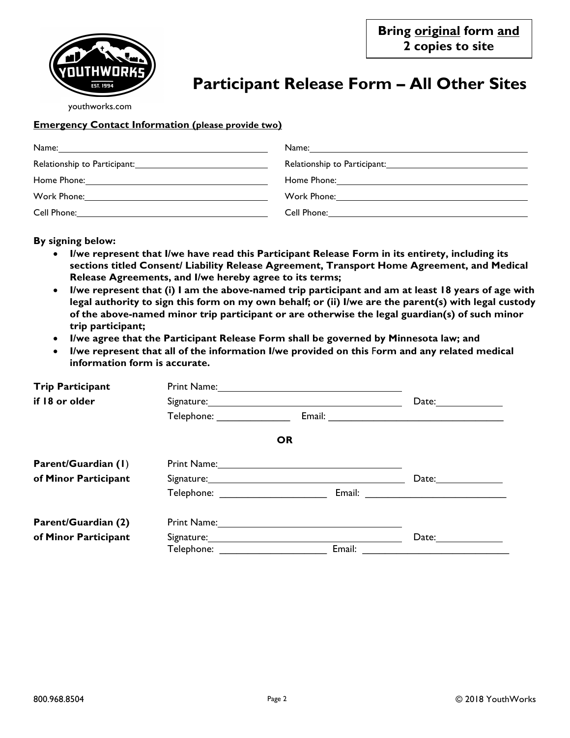**Bring original form and 2 copies to site**

youthworks.com

# Participant Release Form – All Other Sites

**Emergency Contact Information (please provide two)**

| | |
|---|---|
| Name: | Name: |
| Relationship to Participant: | Relationship to Participant: |
| Home Phone: | Home Phone: |
| Work Phone: | Work Phone: |
| Cell Phone: | Cell Phone: |

**By signing below:**

- **I/we represent that I/we have read this Participant Release Form in its entirety, including its sections titled Consent/ Liability Release Agreement, Transport Home Agreement, and Medical Release Agreements, and I/we hereby agree to its terms;**
- **I/we represent that (i) I am the above-named trip participant and am at least 18 years of age with legal authority to sign this form on my own behalf; or (ii) I/we are the parent(s) with legal custody of the above-named minor trip participant or are otherwise the legal guardian(s) of such minor trip participant;**
- **I/we agree that the Participant Release Form shall be governed by Minnesota law; and**
- **I/we represent that all of the information I/we provided on this Form and any related medical information form is accurate.**

**Trip Participant if 18 or older**

Print Name:

Signature: Date:

Telephone: Email:

**OR**

**Parent/Guardian (1) of Minor Participant**

Print Name:

Signature: Date:

Telephone: Email:

**Parent/Guardian (2) of Minor Participant**

Print Name:

Signature: Date:

Telephone: Email:

800.968.8504

© 2018 YouthWorks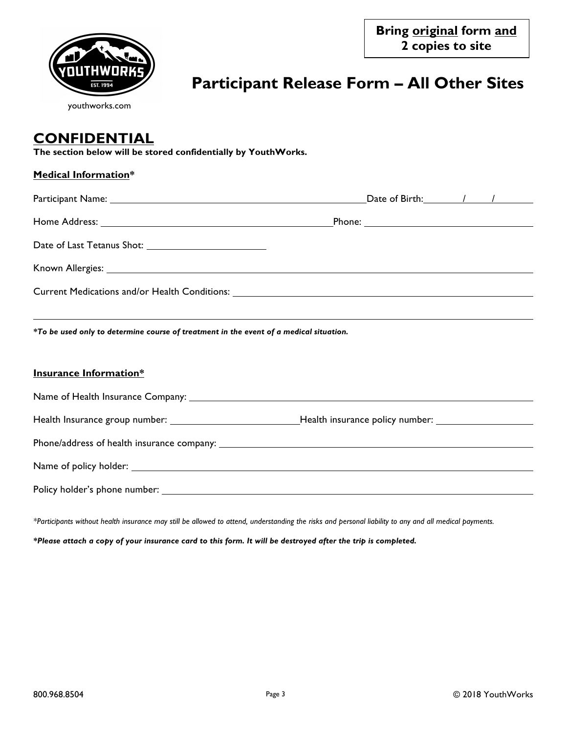**Bring original form and 2 copies to site**

youthworks.com

# Participant Release Form – All Other Sites

## CONFIDENTIAL

**The section below will be stored confidentially by YouthWorks.**

**Medical Information***

Participant Name: ______________________________ Date of Birth: ____/____/____

Home Address: ______________________________ Phone: ______________________________

Date of Last Tetanus Shot: ______________________________

Known Allergies: ______________________________

Current Medications and/or Health Conditions: ______________________________

______________________________

***To be used only to determine course of treatment in the event of a medical situation.***

**Insurance Information***

Name of Health Insurance Company: ______________________________

Health Insurance group number: ______________________________ Health insurance policy number: ______________________________

Phone/address of health insurance company: ______________________________

Name of policy holder: ______________________________

Policy holder's phone number: ______________________________

*\*Participants without health insurance may still be allowed to attend, understanding the risks and personal liability to any and all medical payments.*

***Please attach a copy of your insurance card to this form. It will be destroyed after the trip is completed.***

800.968.8504

© 2018 YouthWorks